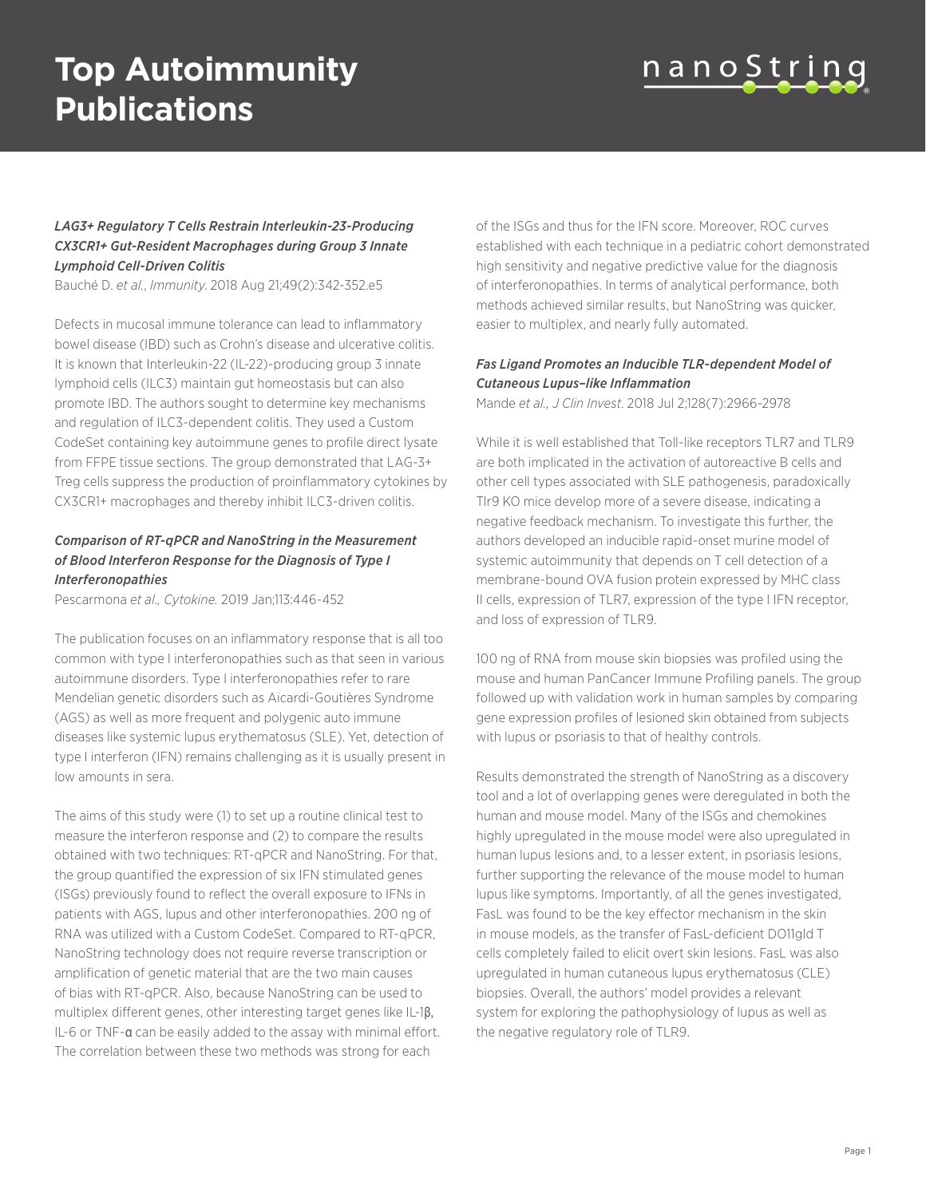# Top Autoimmunity Publications

### *LAG3+ Regulatory T Cells Restrain Interleukin-23-Producing CX3CR1+ Gut-Resident Macrophages during Group 3 Innate Lymphoid Cell-Driven Colitis*

Bauché D. *et al.*, *Immunity.* 2018 Aug 21;49(2):342-352.e5

Defects in mucosal immune tolerance can lead to inflammatory bowel disease (IBD) such as Crohn's disease and ulcerative colitis. It is known that Interleukin-22 (IL-22)-producing group 3 innate lymphoid cells (ILC3) maintain gut homeostasis but can also promote IBD. The authors sought to determine key mechanisms and regulation of ILC3-dependent colitis. They used a Custom CodeSet containing key autoimmune genes to profile direct lysate from FFPE tissue sections. The group demonstrated that LAG-3+ Treg cells suppress the production of proinflammatory cytokines by CX3CR1+ macrophages and thereby inhibit ILC3-driven colitis.

### *Comparison of RT-qPCR and NanoString in the Measurement of Blood Interferon Response for the Diagnosis of Type I Interferonopathies*

Pescarmona *et al., Cytokine.* 2019 Jan;113:446-452

The publication focuses on an inflammatory response that is all too common with type I interferonopathies such as that seen in various autoimmune disorders. Type I interferonopathies refer to rare Mendelian genetic disorders such as Aicardi-Goutières Syndrome (AGS) as well as more frequent and polygenic auto immune diseases like systemic lupus erythematosus (SLE). Yet, detection of type I interferon (IFN) remains challenging as it is usually present in low amounts in sera.

The aims of this study were (1) to set up a routine clinical test to measure the interferon response and (2) to compare the results obtained with two techniques: RT-qPCR and NanoString. For that, the group quantified the expression of six IFN stimulated genes (ISGs) previously found to reflect the overall exposure to IFNs in patients with AGS, lupus and other interferonopathies. 200 ng of RNA was utilized with a Custom CodeSet. Compared to RT-qPCR, NanoString technology does not require reverse transcription or amplification of genetic material that are the two main causes of bias with RT-qPCR. Also, because NanoString can be used to multiplex different genes, other interesting target genes like IL-1β, IL-6 or TNF-α can be easily added to the assay with minimal effort. The correlation between these two methods was strong for each of the ISGs and thus for the IFN score. Moreover, ROC curves established with each technique in a pediatric cohort demonstrated high sensitivity and negative predictive value for the diagnosis of interferonopathies. In terms of analytical performance, both methods achieved similar results, but NanoString was quicker, easier to multiplex, and nearly fully automated.

### *Fas Ligand Promotes an Inducible TLR-dependent Model of Cutaneous Lupus–like Inflammation*

Mande *et al., J Clin Invest*. 2018 Jul 2;128(7):2966-2978

While it is well established that Toll-like receptors TLR7 and TLR9 are both implicated in the activation of autoreactive B cells and other cell types associated with SLE pathogenesis, paradoxically Tlr9 KO mice develop more of a severe disease, indicating a negative feedback mechanism. To investigate this further, the authors developed an inducible rapid-onset murine model of systemic autoimmunity that depends on T cell detection of a membrane-bound OVA fusion protein expressed by MHC class II cells, expression of TLR7, expression of the type I IFN receptor, and loss of expression of TLR9.

100 ng of RNA from mouse skin biopsies was profiled using the mouse and human PanCancer Immune Profiling panels. The group followed up with validation work in human samples by comparing gene expression profiles of lesioned skin obtained from subjects with lupus or psoriasis to that of healthy controls.

Results demonstrated the strength of NanoString as a discovery tool and a lot of overlapping genes were deregulated in both the human and mouse model. Many of the ISGs and chemokines highly upregulated in the mouse model were also upregulated in human lupus lesions and, to a lesser extent, in psoriasis lesions, further supporting the relevance of the mouse model to human lupus like symptoms. Importantly, of all the genes investigated, FasL was found to be the key effector mechanism in the skin in mouse models, as the transfer of FasL-deficient DO11gld T cells completely failed to elicit overt skin lesions. FasL was also upregulated in human cutaneous lupus erythematosus (CLE) biopsies. Overall, the authors' model provides a relevant system for exploring the pathophysiology of lupus as well as the negative regulatory role of TLR9.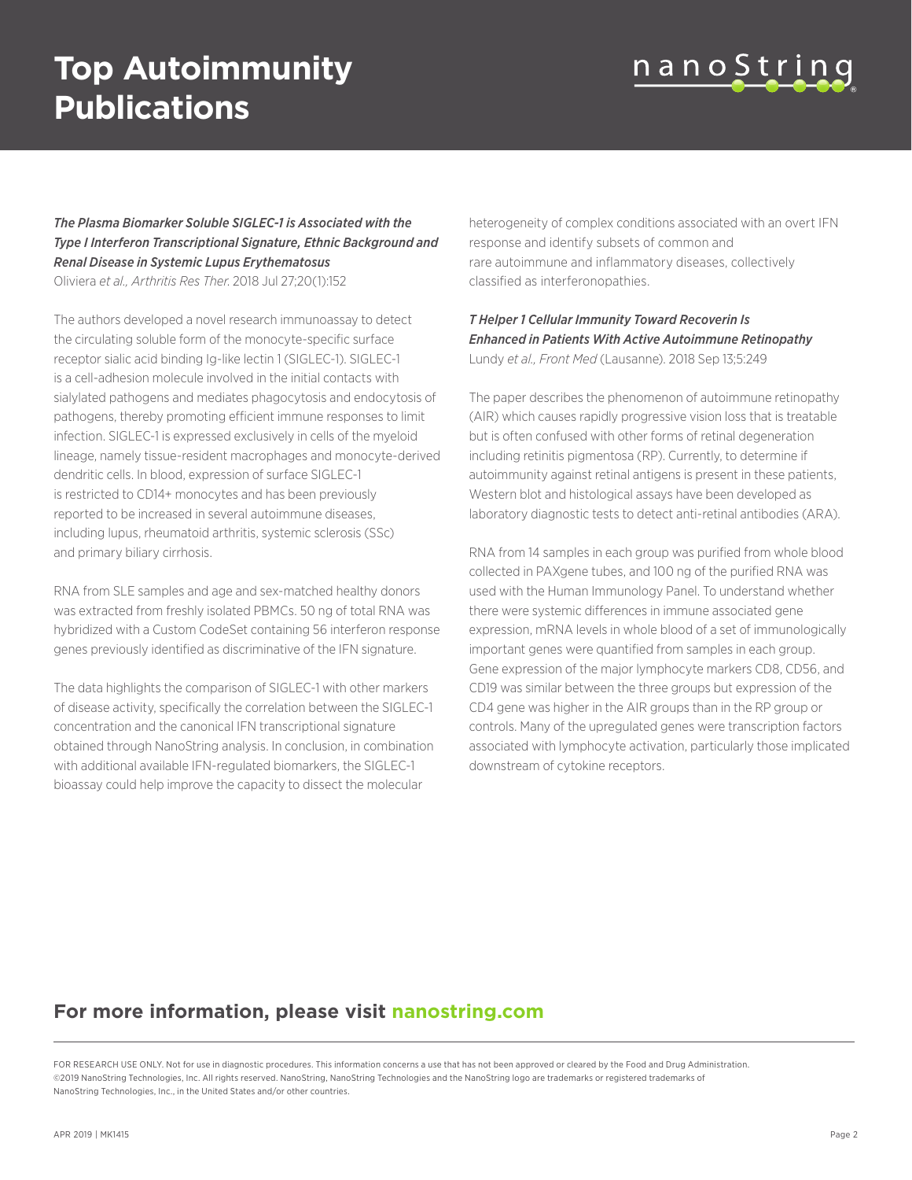# Top Autoimmunity Publications

***The Plasma Biomarker Soluble SIGLEC-1 is Associated with the Type I Interferon Transcriptional Signature, Ethnic Background and Renal Disease in Systemic Lupus Erythematosus***
Oliviera *et al., Arthritis Res Ther.* 2018 Jul 27;20(1):152

The authors developed a novel research immunoassay to detect the circulating soluble form of the monocyte-specific surface receptor sialic acid binding Ig-like lectin 1 (SIGLEC-1). SIGLEC-1 is a cell-adhesion molecule involved in the initial contacts with sialylated pathogens and mediates phagocytosis and endocytosis of pathogens, thereby promoting efficient immune responses to limit infection. SIGLEC-1 is expressed exclusively in cells of the myeloid lineage, namely tissue-resident macrophages and monocyte-derived dendritic cells. In blood, expression of surface SIGLEC-1 is restricted to CD14+ monocytes and has been previously reported to be increased in several autoimmune diseases, including lupus, rheumatoid arthritis, systemic sclerosis (SSc) and primary biliary cirrhosis.

RNA from SLE samples and age and sex-matched healthy donors was extracted from freshly isolated PBMCs. 50 ng of total RNA was hybridized with a Custom CodeSet containing 56 interferon response genes previously identified as discriminative of the IFN signature.

The data highlights the comparison of SIGLEC-1 with other markers of disease activity, specifically the correlation between the SIGLEC-1 concentration and the canonical IFN transcriptional signature obtained through NanoString analysis. In conclusion, in combination with additional available IFN-regulated biomarkers, the SIGLEC-1 bioassay could help improve the capacity to dissect the molecular heterogeneity of complex conditions associated with an overt IFN response and identify subsets of common and rare autoimmune and inflammatory diseases, collectively classified as interferonopathies.

***T Helper 1 Cellular Immunity Toward Recoverin Is Enhanced in Patients With Active Autoimmune Retinopathy***
Lundy *et al., Front Med* (Lausanne). 2018 Sep 13;5:249

The paper describes the phenomenon of autoimmune retinopathy (AIR) which causes rapidly progressive vision loss that is treatable but is often confused with other forms of retinal degeneration including retinitis pigmentosa (RP). Currently, to determine if autoimmunity against retinal antigens is present in these patients, Western blot and histological assays have been developed as laboratory diagnostic tests to detect anti-retinal antibodies (ARA).

RNA from 14 samples in each group was purified from whole blood collected in PAXgene tubes, and 100 ng of the purified RNA was used with the Human Immunology Panel. To understand whether there were systemic differences in immune associated gene expression, mRNA levels in whole blood of a set of immunologically important genes were quantified from samples in each group. Gene expression of the major lymphocyte markers CD8, CD56, and CD19 was similar between the three groups but expression of the CD4 gene was higher in the AIR groups than in the RP group or controls. Many of the upregulated genes were transcription factors associated with lymphocyte activation, particularly those implicated downstream of cytokine receptors.

## For more information, please visit nanostring.com

FOR RESEARCH USE ONLY. Not for use in diagnostic procedures. This information concerns a use that has not been approved or cleared by the Food and Drug Administration.
©2019 NanoString Technologies, Inc. All rights reserved. NanoString, NanoString Technologies and the NanoString logo are trademarks or registered trademarks of NanoString Technologies, Inc., in the United States and/or other countries.

APR 2019 | MK1415